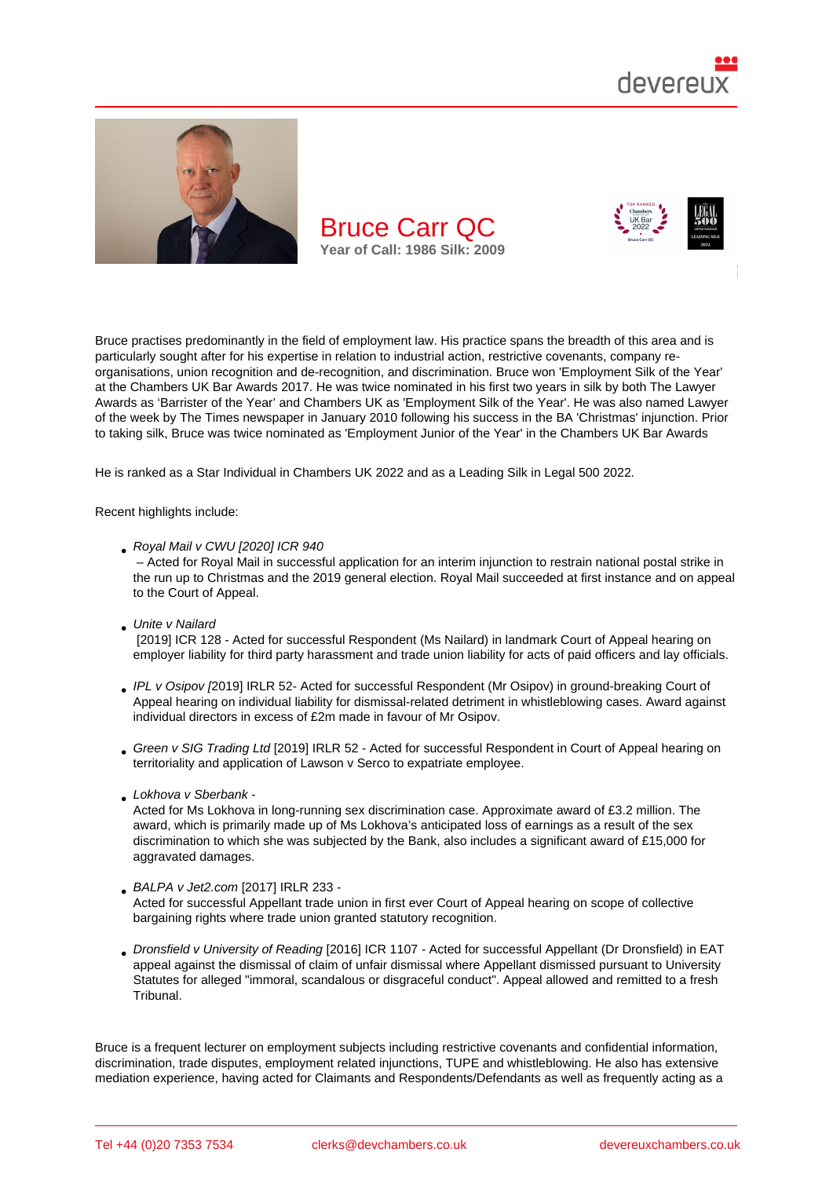# Bruce Carr QC

**Year of Call: 1986 Silk: 2009**

Bruce practises predominantly in the field of employment law. His practice spans the breadth of this area and is particularly sought after for his expertise in relation to industrial action, restrictive covenants, company re-organisations, union recognition and de-recognition, and discrimination. Bruce won 'Employment Silk of the Year' at the Chambers UK Bar Awards 2017. He was twice nominated in his first two years in silk by both The Lawyer Awards as 'Barrister of the Year' and Chambers UK as 'Employment Silk of the Year'. He was also named Lawyer of the week by The Times newspaper in January 2010 following his success in the BA 'Christmas' injunction. Prior to taking silk, Bruce was twice nominated as 'Employment Junior of the Year' in the Chambers UK Bar Awards

He is ranked as a Star Individual in Chambers UK 2022 and as a Leading Silk in Legal 500 2022.

Recent highlights include:

- *Royal Mail v CWU [2020] ICR 940*
  – Acted for Royal Mail in successful application for an interim injunction to restrain national postal strike in the run up to Christmas and the 2019 general election. Royal Mail succeeded at first instance and on appeal to the Court of Appeal.

- *Unite v Nailard*
  [2019] ICR 128 - Acted for successful Respondent (Ms Nailard) in landmark Court of Appeal hearing on employer liability for third party harassment and trade union liability for acts of paid officers and lay officials.

- *IPL v Osipov [*2019] IRLR 52- Acted for successful Respondent (Mr Osipov) in ground-breaking Court of Appeal hearing on individual liability for dismissal-related detriment in whistleblowing cases. Award against individual directors in excess of £2m made in favour of Mr Osipov.

- *Green v SIG Trading Ltd* [2019] IRLR 52 - Acted for successful Respondent in Court of Appeal hearing on territoriality and application of Lawson v Serco to expatriate employee.

- *Lokhova v Sberbank -*
  Acted for Ms Lokhova in long-running sex discrimination case. Approximate award of £3.2 million. The award, which is primarily made up of Ms Lokhova's anticipated loss of earnings as a result of the sex discrimination to which she was subjected by the Bank, also includes a significant award of £15,000 for aggravated damages.

- *BALPA v Jet2.com* [2017] IRLR 233 -
  Acted for successful Appellant trade union in first ever Court of Appeal hearing on scope of collective bargaining rights where trade union granted statutory recognition.

- *Dronsfield v University of Reading* [2016] ICR 1107 - Acted for successful Appellant (Dr Dronsfield) in EAT appeal against the dismissal of claim of unfair dismissal where Appellant dismissed pursuant to University Statutes for alleged "immoral, scandalous or disgraceful conduct". Appeal allowed and remitted to a fresh Tribunal.

Bruce is a frequent lecturer on employment subjects including restrictive covenants and confidential information, discrimination, trade disputes, employment related injunctions, TUPE and whistleblowing. He also has extensive mediation experience, having acted for Claimants and Respondents/Defendants as well as frequently acting as a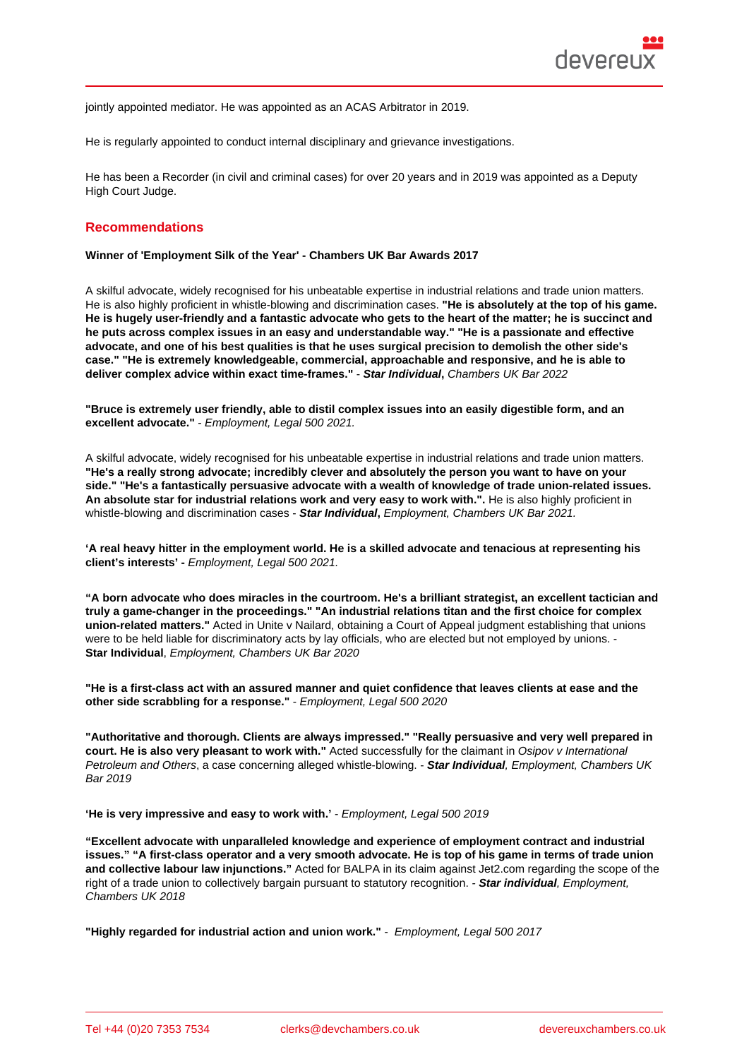jointly appointed mediator. He was appointed as an ACAS Arbitrator in 2019.

He is regularly appointed to conduct internal disciplinary and grievance investigations.

He has been a Recorder (in civil and criminal cases) for over 20 years and in 2019 was appointed as a Deputy High Court Judge.

## Recommendations

**Winner of 'Employment Silk of the Year' - Chambers UK Bar Awards 2017**

A skilful advocate, widely recognised for his unbeatable expertise in industrial relations and trade union matters. He is also highly proficient in whistle-blowing and discrimination cases. **"He is absolutely at the top of his game. He is hugely user-friendly and a fantastic advocate who gets to the heart of the matter; he is succinct and he puts across complex issues in an easy and understandable way." "He is a passionate and effective advocate, and one of his best qualities is that he uses surgical precision to demolish the other side's case." "He is extremely knowledgeable, commercial, approachable and responsive, and he is able to deliver complex advice within exact time-frames."** - ***Star Individual***, *Chambers UK Bar 2022*

**"Bruce is extremely user friendly, able to distil complex issues into an easily digestible form, and an excellent advocate."** - *Employment, Legal 500 2021.*

A skilful advocate, widely recognised for his unbeatable expertise in industrial relations and trade union matters. **"He's a really strong advocate; incredibly clever and absolutely the person you want to have on your side." "He's a fantastically persuasive advocate with a wealth of knowledge of trade union-related issues. An absolute star for industrial relations work and very easy to work with.".** He is also highly proficient in whistle-blowing and discrimination cases - ***Star Individual***, *Employment, Chambers UK Bar 2021.*

**'A real heavy hitter in the employment world. He is a skilled advocate and tenacious at representing his client's interests' -** *Employment, Legal 500 2021.*

**"A born advocate who does miracles in the courtroom. He's a brilliant strategist, an excellent tactician and truly a game-changer in the proceedings." "An industrial relations titan and the first choice for complex union-related matters."** Acted in Unite v Nailard, obtaining a Court of Appeal judgment establishing that unions were to be held liable for discriminatory acts by lay officials, who are elected but not employed by unions. - **Star Individual**, *Employment, Chambers UK Bar 2020*

**"He is a first-class act with an assured manner and quiet confidence that leaves clients at ease and the other side scrabbling for a response."** - *Employment, Legal 500 2020*

**"Authoritative and thorough. Clients are always impressed." "Really persuasive and very well prepared in court. He is also very pleasant to work with."** Acted successfully for the claimant in *Osipov v International Petroleum and Others*, a case concerning alleged whistle-blowing. - ***Star Individual****, Employment, Chambers UK Bar 2019*

**'He is very impressive and easy to work with.'** - *Employment, Legal 500 2019*

**"Excellent advocate with unparalleled knowledge and experience of employment contract and industrial issues." "A first-class operator and a very smooth advocate. He is top of his game in terms of trade union and collective labour law injunctions."** Acted for BALPA in its claim against Jet2.com regarding the scope of the right of a trade union to collectively bargain pursuant to statutory recognition. - ***Star individual****, Employment, Chambers UK 2018*

**"Highly regarded for industrial action and union work."** - *Employment, Legal 500 2017*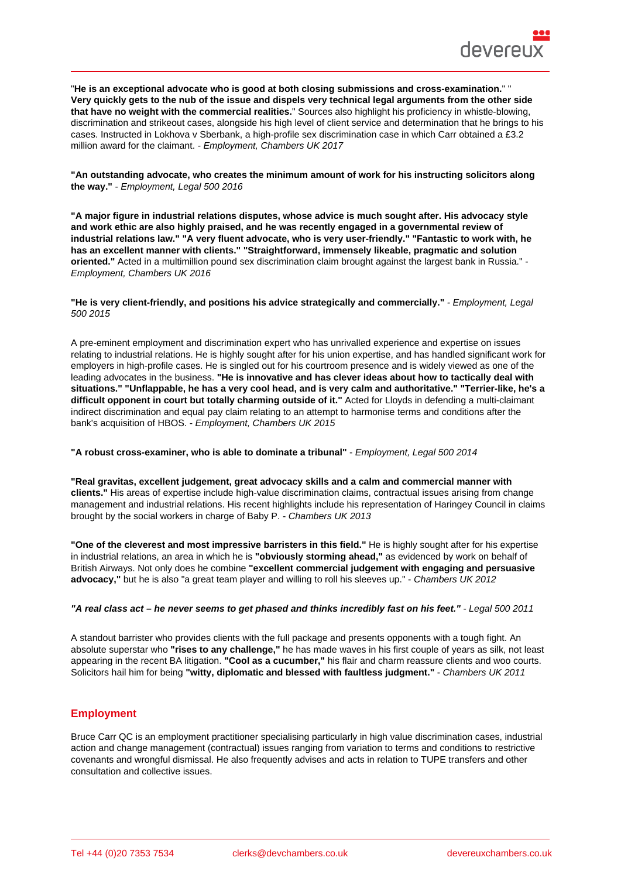"**He is an exceptional advocate who is good at both closing submissions and cross-examination.**" "**Very quickly gets to the nub of the issue and dispels very technical legal arguments from the other side that have no weight with the commercial realities.**" Sources also highlight his proficiency in whistle-blowing, discrimination and strikeout cases, alongside his high level of client service and determination that he brings to his cases. Instructed in Lokhova v Sberbank, a high-profile sex discrimination case in which Carr obtained a £3.2 million award for the claimant. - *Employment, Chambers UK 2017*

**"An outstanding advocate, who creates the minimum amount of work for his instructing solicitors along the way."** - *Employment, Legal 500 2016*

**"A major figure in industrial relations disputes, whose advice is much sought after. His advocacy style and work ethic are also highly praised, and he was recently engaged in a governmental review of industrial relations law." "A very fluent advocate, who is very user-friendly." "Fantastic to work with, he has an excellent manner with clients." "Straightforward, immensely likeable, pragmatic and solution oriented."** Acted in a multimillion pound sex discrimination claim brought against the largest bank in Russia." - *Employment, Chambers UK 2016*

**"He is very client-friendly, and positions his advice strategically and commercially."** - *Employment, Legal 500 2015*

A pre-eminent employment and discrimination expert who has unrivalled experience and expertise on issues relating to industrial relations. He is highly sought after for his union expertise, and has handled significant work for employers in high-profile cases. He is singled out for his courtroom presence and is widely viewed as one of the leading advocates in the business. **"He is innovative and has clever ideas about how to tactically deal with situations." "Unflappable, he has a very cool head, and is very calm and authoritative." "Terrier-like, he's a difficult opponent in court but totally charming outside of it."** Acted for Lloyds in defending a multi-claimant indirect discrimination and equal pay claim relating to an attempt to harmonise terms and conditions after the bank's acquisition of HBOS. - *Employment, Chambers UK 2015*

**"A robust cross-examiner, who is able to dominate a tribunal"** - *Employment, Legal 500 2014*

**"Real gravitas, excellent judgement, great advocacy skills and a calm and commercial manner with clients."** His areas of expertise include high-value discrimination claims, contractual issues arising from change management and industrial relations. His recent highlights include his representation of Haringey Council in claims brought by the social workers in charge of Baby P. - *Chambers UK 2013*

**"One of the cleverest and most impressive barristers in this field."** He is highly sought after for his expertise in industrial relations, an area in which he is **"obviously storming ahead,"** as evidenced by work on behalf of British Airways. Not only does he combine **"excellent commercial judgement with engaging and persuasive advocacy,"** but he is also "a great team player and willing to roll his sleeves up." - *Chambers UK 2012*

***"A real class act – he never seems to get phased and thinks incredibly fast on his feet."*** - *Legal 500 2011*

A standout barrister who provides clients with the full package and presents opponents with a tough fight. An absolute superstar who **"rises to any challenge,"** he has made waves in his first couple of years as silk, not least appearing in the recent BA litigation. **"Cool as a cucumber,"** his flair and charm reassure clients and woo courts. Solicitors hail him for being **"witty, diplomatic and blessed with faultless judgment."** - *Chambers UK 2011*

## Employment

Bruce Carr QC is an employment practitioner specialising particularly in high value discrimination cases, industrial action and change management (contractual) issues ranging from variation to terms and conditions to restrictive covenants and wrongful dismissal. He also frequently advises and acts in relation to TUPE transfers and other consultation and collective issues.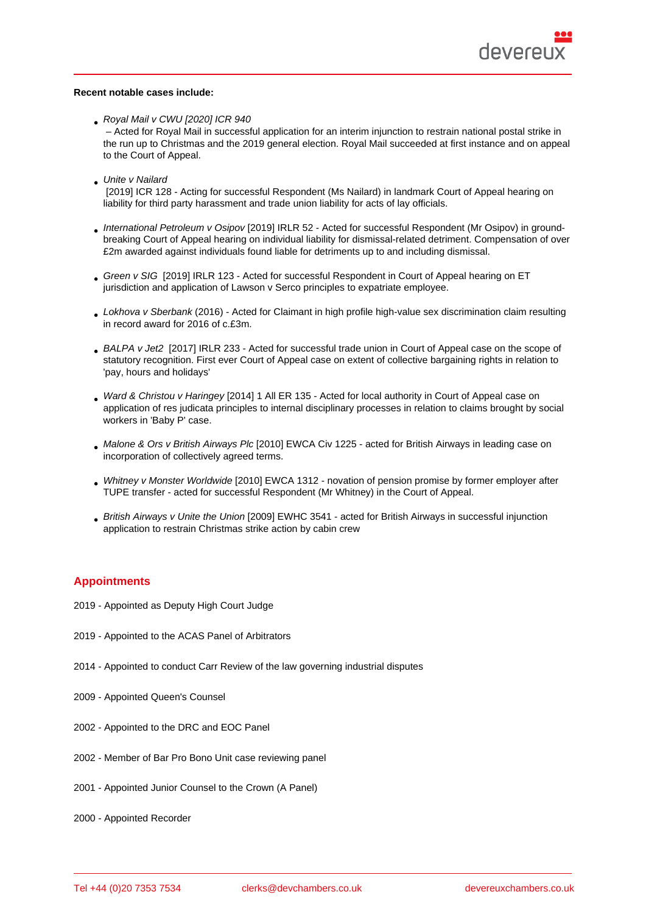**Recent notable cases include:**

- *Royal Mail v CWU [2020] ICR 940* – Acted for Royal Mail in successful application for an interim injunction to restrain national postal strike in the run up to Christmas and the 2019 general election. Royal Mail succeeded at first instance and on appeal to the Court of Appeal.

- *Unite v Nailard* [2019] ICR 128 - Acting for successful Respondent (Ms Nailard) in landmark Court of Appeal hearing on liability for third party harassment and trade union liability for acts of lay officials.

- *International Petroleum v Osipov* [2019] IRLR 52 - Acted for successful Respondent (Mr Osipov) in ground-breaking Court of Appeal hearing on individual liability for dismissal-related detriment. Compensation of over £2m awarded against individuals found liable for detriments up to and including dismissal.

- *Green v SIG* [2019] IRLR 123 - Acted for successful Respondent in Court of Appeal hearing on ET jurisdiction and application of Lawson v Serco principles to expatriate employee.

- *Lokhova v Sberbank* (2016) - Acted for Claimant in high profile high-value sex discrimination claim resulting in record award for 2016 of c.£3m.

- *BALPA v Jet2* [2017] IRLR 233 - Acted for successful trade union in Court of Appeal case on the scope of statutory recognition. First ever Court of Appeal case on extent of collective bargaining rights in relation to 'pay, hours and holidays'

- *Ward & Christou v Haringey* [2014] 1 All ER 135 - Acted for local authority in Court of Appeal case on application of res judicata principles to internal disciplinary processes in relation to claims brought by social workers in 'Baby P' case.

- *Malone & Ors v British Airways Plc* [2010] EWCA Civ 1225 - acted for British Airways in leading case on incorporation of collectively agreed terms.

- *Whitney v Monster Worldwide* [2010] EWCA 1312 - novation of pension promise by former employer after TUPE transfer - acted for successful Respondent (Mr Whitney) in the Court of Appeal.

- *British Airways v Unite the Union* [2009] EWHC 3541 - acted for British Airways in successful injunction application to restrain Christmas strike action by cabin crew

## Appointments

2019 - Appointed as Deputy High Court Judge

2019 - Appointed to the ACAS Panel of Arbitrators

2014 - Appointed to conduct Carr Review of the law governing industrial disputes

2009 - Appointed Queen's Counsel

2002 - Appointed to the DRC and EOC Panel

2002 - Member of Bar Pro Bono Unit case reviewing panel

2001 - Appointed Junior Counsel to the Crown (A Panel)

2000 - Appointed Recorder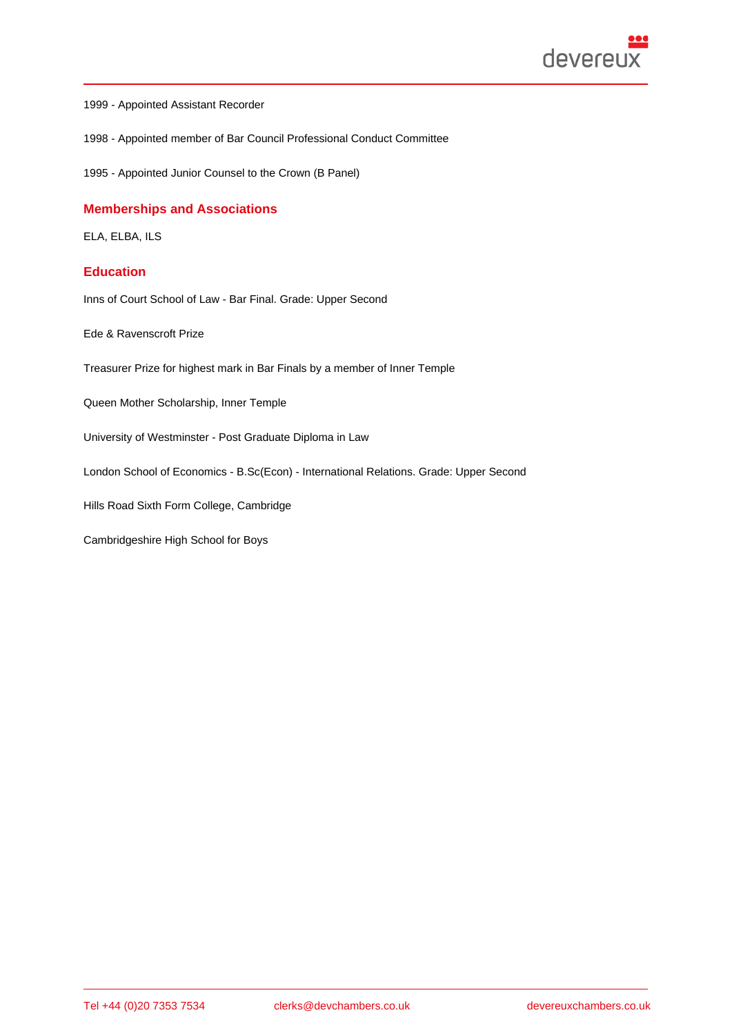1999 - Appointed Assistant Recorder

1998 - Appointed member of Bar Council Professional Conduct Committee

1995 - Appointed Junior Counsel to the Crown (B Panel)

## Memberships and Associations

ELA, ELBA, ILS

## Education

Inns of Court School of Law - Bar Final. Grade: Upper Second

Ede & Ravenscroft Prize

Treasurer Prize for highest mark in Bar Finals by a member of Inner Temple

Queen Mother Scholarship, Inner Temple

University of Westminster - Post Graduate Diploma in Law

London School of Economics - B.Sc(Econ) - International Relations. Grade: Upper Second

Hills Road Sixth Form College, Cambridge

Cambridgeshire High School for Boys